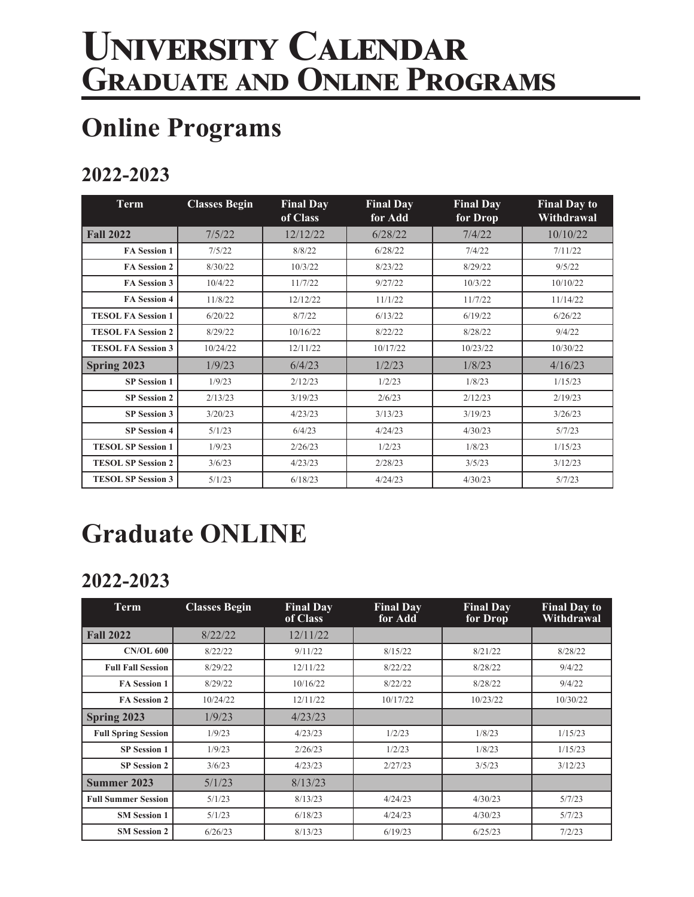# University Calendar
# Graduate and Online Programs

## Online Programs

### 2022-2023

| Term | Classes Begin | Final Day of Class | Final Day for Add | Final Day for Drop | Final Day to Withdrawal |
|---|---|---|---|---|---|
| **Fall 2022** | 7/5/22 | 12/12/22 | 6/28/22 | 7/4/22 | 10/10/22 |
| **FA Session 1** | 7/5/22 | 8/8/22 | 6/28/22 | 7/4/22 | 7/11/22 |
| **FA Session 2** | 8/30/22 | 10/3/22 | 8/23/22 | 8/29/22 | 9/5/22 |
| **FA Session 3** | 10/4/22 | 11/7/22 | 9/27/22 | 10/3/22 | 10/10/22 |
| **FA Session 4** | 11/8/22 | 12/12/22 | 11/1/22 | 11/7/22 | 11/14/22 |
| **TESOL FA Session 1** | 6/20/22 | 8/7/22 | 6/13/22 | 6/19/22 | 6/26/22 |
| **TESOL FA Session 2** | 8/29/22 | 10/16/22 | 8/22/22 | 8/28/22 | 9/4/22 |
| **TESOL FA Session 3** | 10/24/22 | 12/11/22 | 10/17/22 | 10/23/22 | 10/30/22 |
| **Spring 2023** | 1/9/23 | 6/4/23 | 1/2/23 | 1/8/23 | 4/16/23 |
| **SP Session 1** | 1/9/23 | 2/12/23 | 1/2/23 | 1/8/23 | 1/15/23 |
| **SP Session 2** | 2/13/23 | 3/19/23 | 2/6/23 | 2/12/23 | 2/19/23 |
| **SP Session 3** | 3/20/23 | 4/23/23 | 3/13/23 | 3/19/23 | 3/26/23 |
| **SP Session 4** | 5/1/23 | 6/4/23 | 4/24/23 | 4/30/23 | 5/7/23 |
| **TESOL SP Session 1** | 1/9/23 | 2/26/23 | 1/2/23 | 1/8/23 | 1/15/23 |
| **TESOL SP Session 2** | 3/6/23 | 4/23/23 | 2/28/23 | 3/5/23 | 3/12/23 |
| **TESOL SP Session 3** | 5/1/23 | 6/18/23 | 4/24/23 | 4/30/23 | 5/7/23 |

## Graduate ONLINE

### 2022-2023

| Term | Classes Begin | Final Day of Class | Final Day for Add | Final Day for Drop | Final Day to Withdrawal |
|---|---|---|---|---|---|
| **Fall 2022** | 8/22/22 | 12/11/22 | | | |
| **CN/OL 600** | 8/22/22 | 9/11/22 | 8/15/22 | 8/21/22 | 8/28/22 |
| **Full Fall Session** | 8/29/22 | 12/11/22 | 8/22/22 | 8/28/22 | 9/4/22 |
| **FA Session 1** | 8/29/22 | 10/16/22 | 8/22/22 | 8/28/22 | 9/4/22 |
| **FA Session 2** | 10/24/22 | 12/11/22 | 10/17/22 | 10/23/22 | 10/30/22 |
| **Spring 2023** | 1/9/23 | 4/23/23 | | | |
| **Full Spring Session** | 1/9/23 | 4/23/23 | 1/2/23 | 1/8/23 | 1/15/23 |
| **SP Session 1** | 1/9/23 | 2/26/23 | 1/2/23 | 1/8/23 | 1/15/23 |
| **SP Session 2** | 3/6/23 | 4/23/23 | 2/27/23 | 3/5/23 | 3/12/23 |
| **Summer 2023** | 5/1/23 | 8/13/23 | | | |
| **Full Summer Session** | 5/1/23 | 8/13/23 | 4/24/23 | 4/30/23 | 5/7/23 |
| **SM Session 1** | 5/1/23 | 6/18/23 | 4/24/23 | 4/30/23 | 5/7/23 |
| **SM Session 2** | 6/26/23 | 8/13/23 | 6/19/23 | 6/25/23 | 7/2/23 |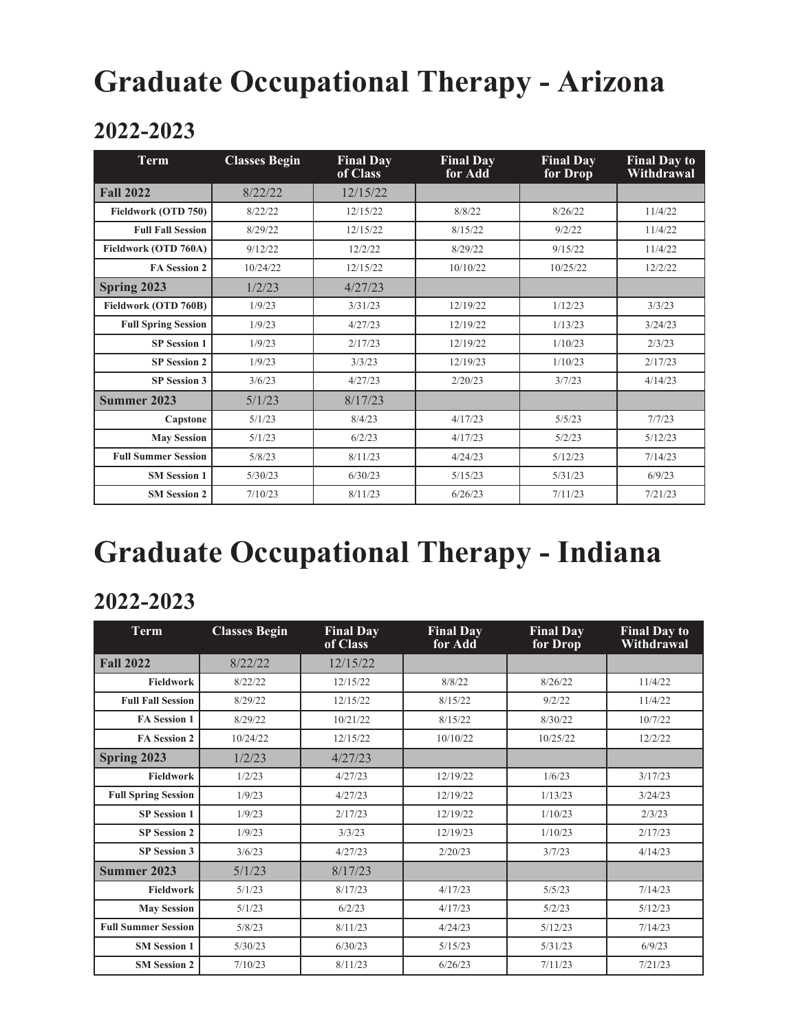# Graduate Occupational Therapy - Arizona

## 2022-2023

| Term | Classes Begin | Final Day of Class | Final Day for Add | Final Day for Drop | Final Day to Withdrawal |
|---|---|---|---|---|---|
| **Fall 2022** | 8/22/22 | 12/15/22 | | | |
| **Fieldwork (OTD 750)** | 8/22/22 | 12/15/22 | 8/8/22 | 8/26/22 | 11/4/22 |
| **Full Fall Session** | 8/29/22 | 12/15/22 | 8/15/22 | 9/2/22 | 11/4/22 |
| **Fieldwork (OTD 760A)** | 9/12/22 | 12/2/22 | 8/29/22 | 9/15/22 | 11/4/22 |
| **FA Session 2** | 10/24/22 | 12/15/22 | 10/10/22 | 10/25/22 | 12/2/22 |
| **Spring 2023** | 1/2/23 | 4/27/23 | | | |
| **Fieldwork (OTD 760B)** | 1/9/23 | 3/31/23 | 12/19/22 | 1/12/23 | 3/3/23 |
| **Full Spring Session** | 1/9/23 | 4/27/23 | 12/19/22 | 1/13/23 | 3/24/23 |
| **SP Session 1** | 1/9/23 | 2/17/23 | 12/19/22 | 1/10/23 | 2/3/23 |
| **SP Session 2** | 1/9/23 | 3/3/23 | 12/19/23 | 1/10/23 | 2/17/23 |
| **SP Session 3** | 3/6/23 | 4/27/23 | 2/20/23 | 3/7/23 | 4/14/23 |
| **Summer 2023** | 5/1/23 | 8/17/23 | | | |
| **Capstone** | 5/1/23 | 8/4/23 | 4/17/23 | 5/5/23 | 7/7/23 |
| **May Session** | 5/1/23 | 6/2/23 | 4/17/23 | 5/2/23 | 5/12/23 |
| **Full Summer Session** | 5/8/23 | 8/11/23 | 4/24/23 | 5/12/23 | 7/14/23 |
| **SM Session 1** | 5/30/23 | 6/30/23 | 5/15/23 | 5/31/23 | 6/9/23 |
| **SM Session 2** | 7/10/23 | 8/11/23 | 6/26/23 | 7/11/23 | 7/21/23 |

# Graduate Occupational Therapy - Indiana

## 2022-2023

| Term | Classes Begin | Final Day of Class | Final Day for Add | Final Day for Drop | Final Day to Withdrawal |
|---|---|---|---|---|---|
| **Fall 2022** | 8/22/22 | 12/15/22 | | | |
| **Fieldwork** | 8/22/22 | 12/15/22 | 8/8/22 | 8/26/22 | 11/4/22 |
| **Full Fall Session** | 8/29/22 | 12/15/22 | 8/15/22 | 9/2/22 | 11/4/22 |
| **FA Session 1** | 8/29/22 | 10/21/22 | 8/15/22 | 8/30/22 | 10/7/22 |
| **FA Session 2** | 10/24/22 | 12/15/22 | 10/10/22 | 10/25/22 | 12/2/22 |
| **Spring 2023** | 1/2/23 | 4/27/23 | | | |
| **Fieldwork** | 1/2/23 | 4/27/23 | 12/19/22 | 1/6/23 | 3/17/23 |
| **Full Spring Session** | 1/9/23 | 4/27/23 | 12/19/22 | 1/13/23 | 3/24/23 |
| **SP Session 1** | 1/9/23 | 2/17/23 | 12/19/22 | 1/10/23 | 2/3/23 |
| **SP Session 2** | 1/9/23 | 3/3/23 | 12/19/23 | 1/10/23 | 2/17/23 |
| **SP Session 3** | 3/6/23 | 4/27/23 | 2/20/23 | 3/7/23 | 4/14/23 |
| **Summer 2023** | 5/1/23 | 8/17/23 | | | |
| **Fieldwork** | 5/1/23 | 8/17/23 | 4/17/23 | 5/5/23 | 7/14/23 |
| **May Session** | 5/1/23 | 6/2/23 | 4/17/23 | 5/2/23 | 5/12/23 |
| **Full Summer Session** | 5/8/23 | 8/11/23 | 4/24/23 | 5/12/23 | 7/14/23 |
| **SM Session 1** | 5/30/23 | 6/30/23 | 5/15/23 | 5/31/23 | 6/9/23 |
| **SM Session 2** | 7/10/23 | 8/11/23 | 6/26/23 | 7/11/23 | 7/21/23 |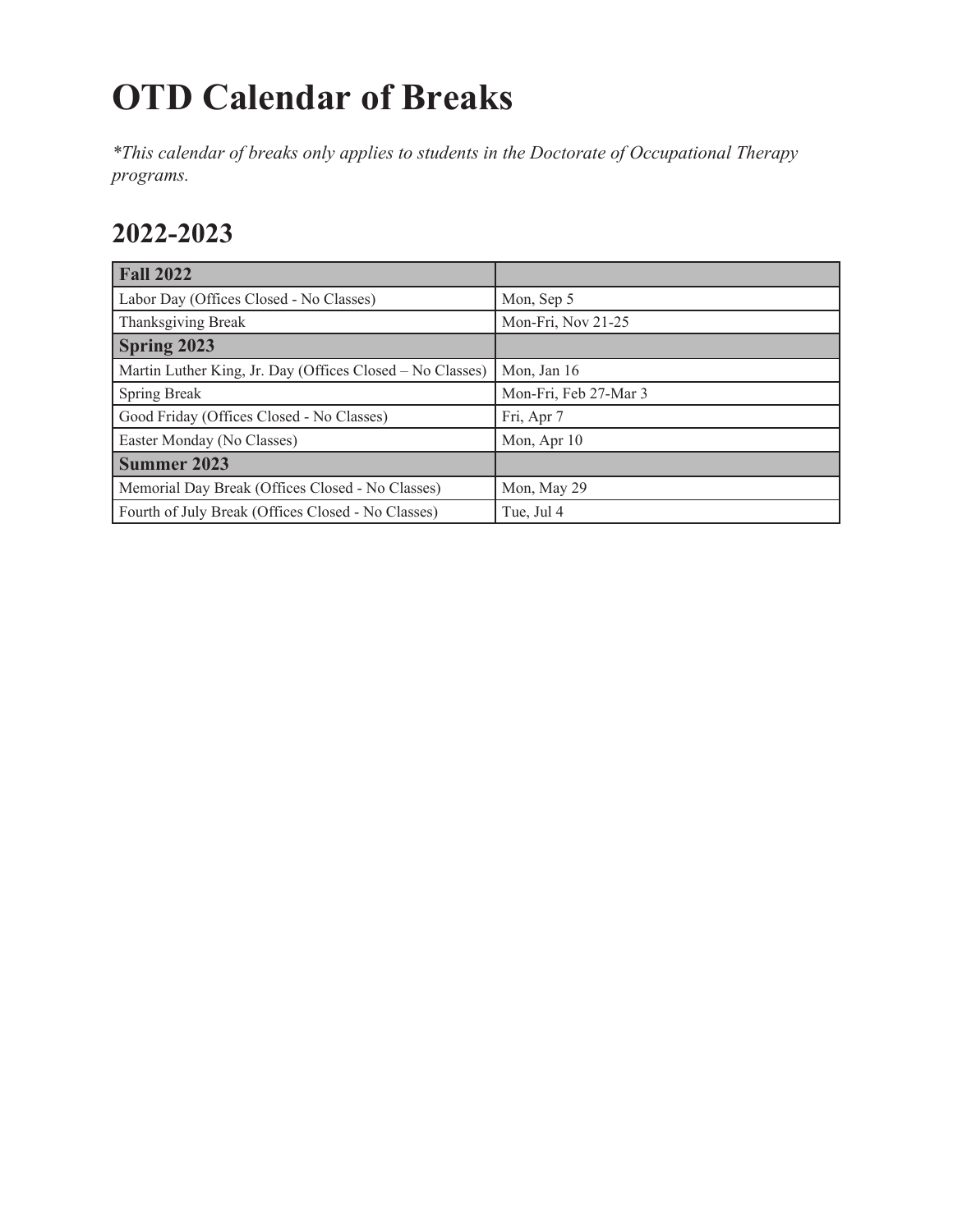# OTD Calendar of Breaks

*\*This calendar of breaks only applies to students in the Doctorate of Occupational Therapy programs.*

## 2022-2023

| **Fall 2022** | |
|---|---|
| Labor Day (Offices Closed - No Classes) | Mon, Sep 5 |
| Thanksgiving Break | Mon-Fri, Nov 21-25 |
| **Spring 2023** | |
| Martin Luther King, Jr. Day (Offices Closed – No Classes) | Mon, Jan 16 |
| Spring Break | Mon-Fri, Feb 27-Mar 3 |
| Good Friday (Offices Closed - No Classes) | Fri, Apr 7 |
| Easter Monday (No Classes) | Mon, Apr 10 |
| **Summer 2023** | |
| Memorial Day Break (Offices Closed - No Classes) | Mon, May 29 |
| Fourth of July Break (Offices Closed - No Classes) | Tue, Jul 4 |